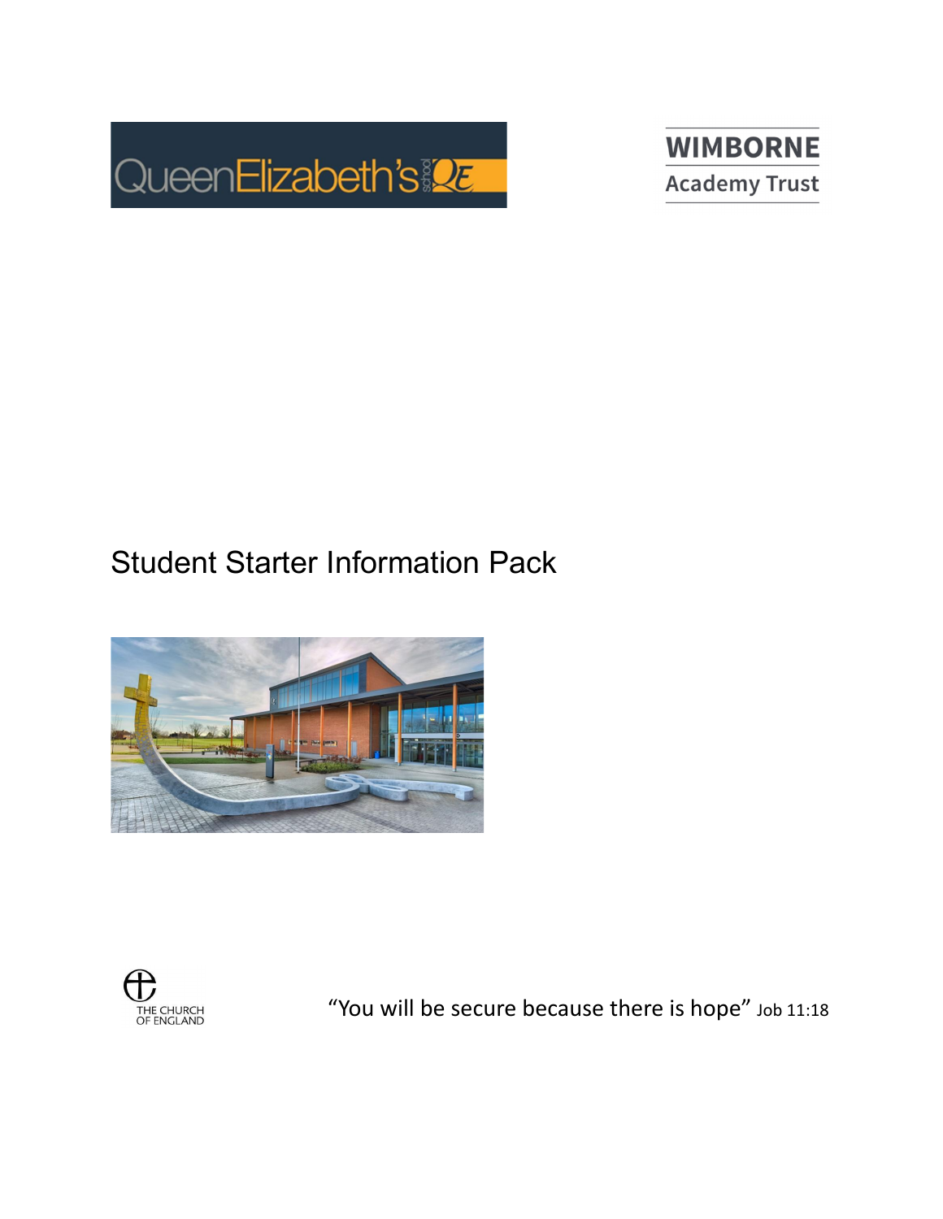QueenElizabeth's school QE

WIMBORNE
Academy Trust

# Student Starter Information Pack

THE CHURCH OF ENGLAND

"You will be secure because there is hope" Job 11:18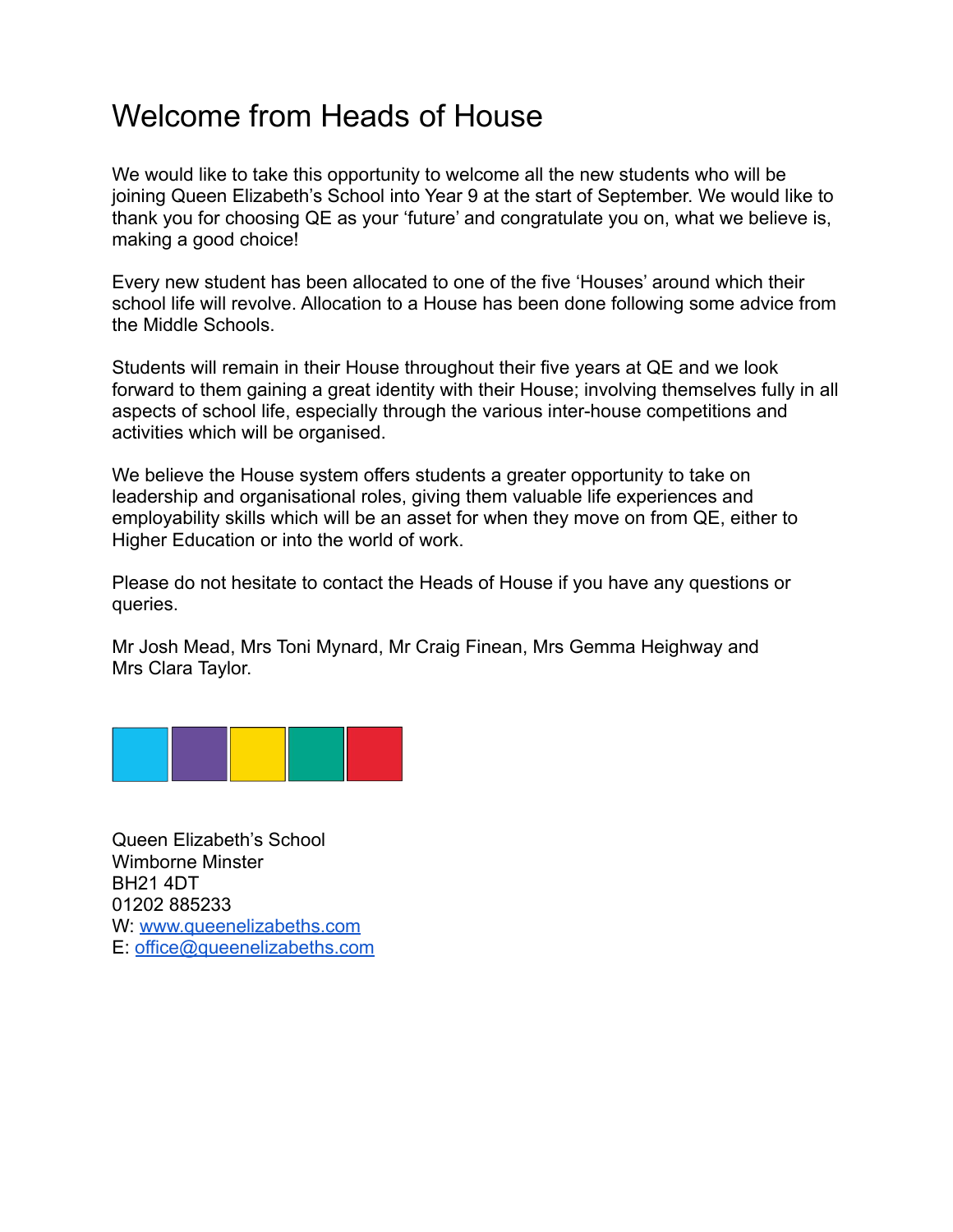# Welcome from Heads of House

We would like to take this opportunity to welcome all the new students who will be joining Queen Elizabeth's School into Year 9 at the start of September. We would like to thank you for choosing QE as your 'future' and congratulate you on, what we believe is, making a good choice!

Every new student has been allocated to one of the five 'Houses' around which their school life will revolve. Allocation to a House has been done following some advice from the Middle Schools.

Students will remain in their House throughout their five years at QE and we look forward to them gaining a great identity with their House; involving themselves fully in all aspects of school life, especially through the various inter-house competitions and activities which will be organised.

We believe the House system offers students a greater opportunity to take on leadership and organisational roles, giving them valuable life experiences and employability skills which will be an asset for when they move on from QE, either to Higher Education or into the world of work.

Please do not hesitate to contact the Heads of House if you have any questions or queries.

Mr Josh Mead, Mrs Toni Mynard, Mr Craig Finean, Mrs Gemma Heighway and Mrs Clara Taylor.

Queen Elizabeth's School
Wimborne Minster
BH21 4DT
01202 885233
W: [www.queenelizabeths.com](http://www.queenelizabeths.com)
E: [office@queenelizabeths.com](mailto:office@queenelizabeths.com)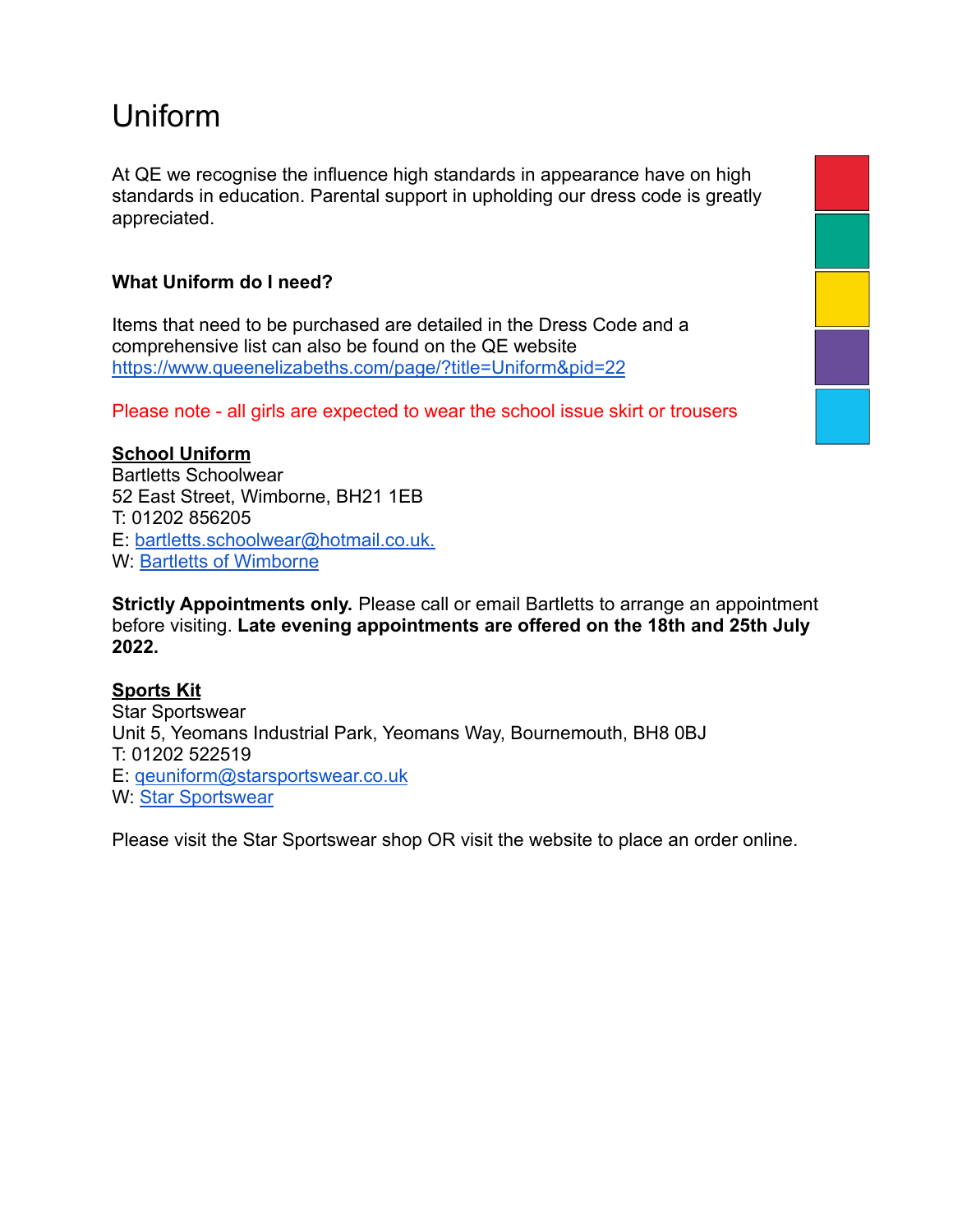# Uniform

At QE we recognise the influence high standards in appearance have on high standards in education. Parental support in upholding our dress code is greatly appreciated.

**What Uniform do I need?**

Items that need to be purchased are detailed in the Dress Code and a comprehensive list can also be found on the QE website https://www.queenelizabeths.com/page/?title=Uniform&pid=22

Please note - all girls are expected to wear the school issue skirt or trousers

**School Uniform**

Bartletts Schoolwear
52 East Street, Wimborne, BH21 1EB
T: 01202 856205
E: bartletts.schoolwear@hotmail.co.uk.
W: Bartletts of Wimborne

**Strictly Appointments only.** Please call or email Bartletts to arrange an appointment before visiting. **Late evening appointments are offered on the 18th and 25th July 2022.**

**Sports Kit**

Star Sportswear
Unit 5, Yeomans Industrial Park, Yeomans Way, Bournemouth, BH8 0BJ
T: 01202 522519
E: qeuniform@starsportswear.co.uk
W: Star Sportswear

Please visit the Star Sportswear shop OR visit the website to place an order online.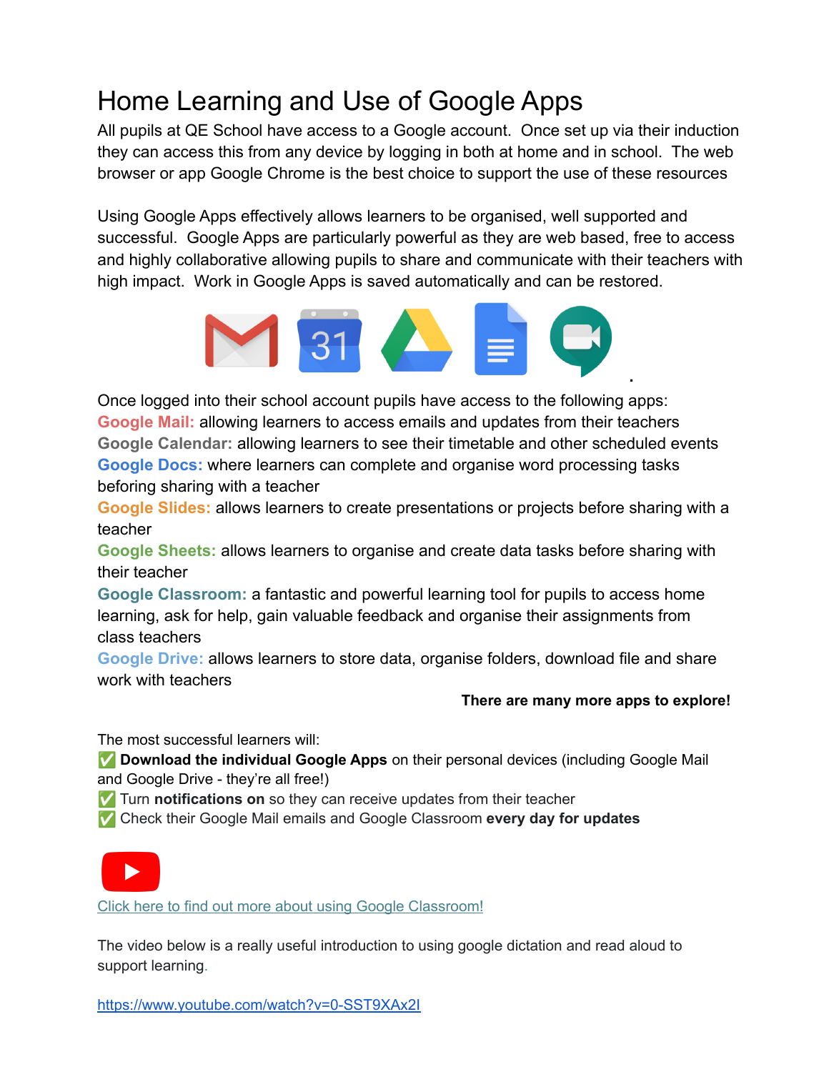# Home Learning and Use of Google Apps

All pupils at QE School have access to a Google account. Once set up via their induction they can access this from any device by logging in both at home and in school. The web browser or app Google Chrome is the best choice to support the use of these resources

Using Google Apps effectively allows learners to be organised, well supported and successful. Google Apps are particularly powerful as they are web based, free to access and highly collaborative allowing pupils to share and communicate with their teachers with high impact. Work in Google Apps is saved automatically and can be restored.

Once logged into their school account pupils have access to the following apps:

**Google Mail:** allowing learners to access emails and updates from their teachers
**Google Calendar:** allowing learners to see their timetable and other scheduled events
**Google Docs:** where learners can complete and organise word processing tasks beforing sharing with a teacher
**Google Slides:** allows learners to create presentations or projects before sharing with a teacher
**Google Sheets:** allows learners to organise and create data tasks before sharing with their teacher
**Google Classroom:** a fantastic and powerful learning tool for pupils to access home learning, ask for help, gain valuable feedback and organise their assignments from class teachers
**Google Drive:** allows learners to store data, organise folders, download file and share work with teachers

**There are many more apps to explore!**

The most successful learners will:

✅ **Download the individual Google Apps** on their personal devices (including Google Mail and Google Drive - they're all free!)
✅ Turn **notifications on** so they can receive updates from their teacher
✅ Check their Google Mail emails and Google Classroom **every day for updates**

[Click here to find out more about using Google Classroom!]()

The video below is a really useful introduction to using google dictation and read aloud to support learning.

https://www.youtube.com/watch?v=0-SST9XAx2I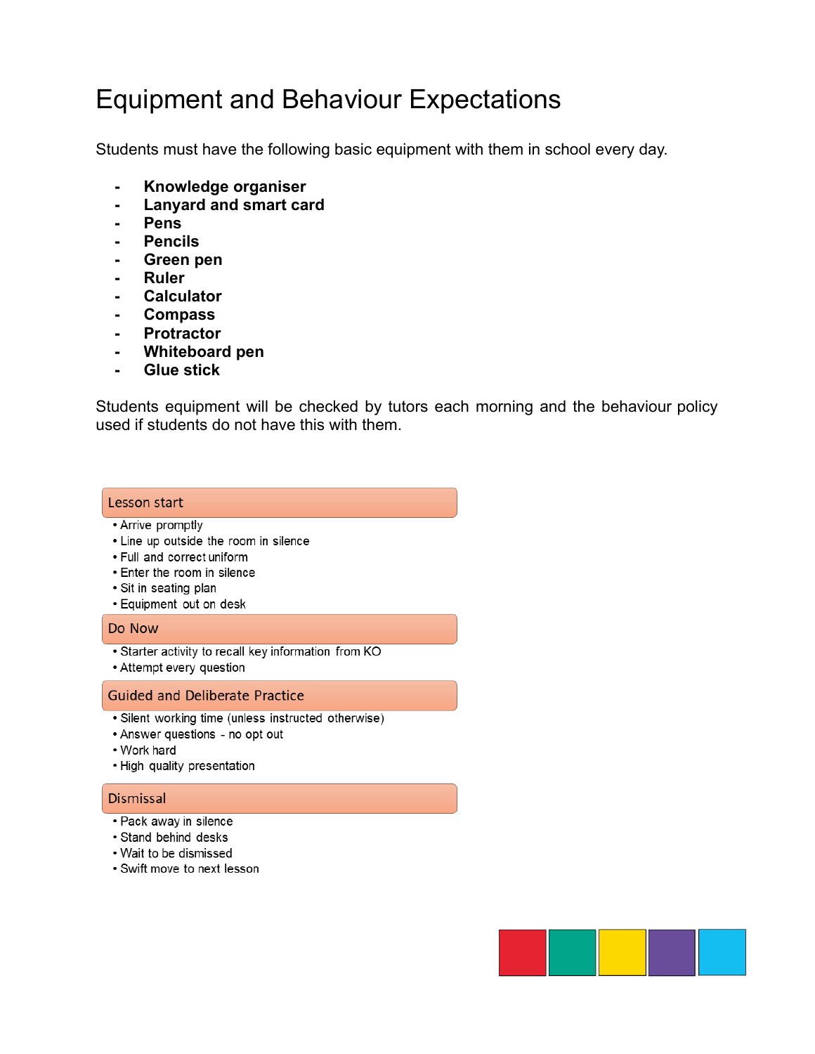# Equipment and Behaviour Expectations

Students must have the following basic equipment with them in school every day.

- **Knowledge organiser**
- **Lanyard and smart card**
- **Pens**
- **Pencils**
- **Green pen**
- **Ruler**
- **Calculator**
- **Compass**
- **Protractor**
- **Whiteboard pen**
- **Glue stick**

Students equipment will be checked by tutors each morning and the behaviour policy used if students do not have this with them.

### Lesson start

- Arrive promptly
- Line up outside the room in silence
- Full and correct uniform
- Enter the room in silence
- Sit in seating plan
- Equipment out on desk

### Do Now

- Starter activity to recall key information from KO
- Attempt every question

### Guided and Deliberate Practice

- Silent working time (unless instructed otherwise)
- Answer questions - no opt out
- Work hard
- High quality presentation

### Dismissal

- Pack away in silence
- Stand behind desks
- Wait to be dismissed
- Swift move to next lesson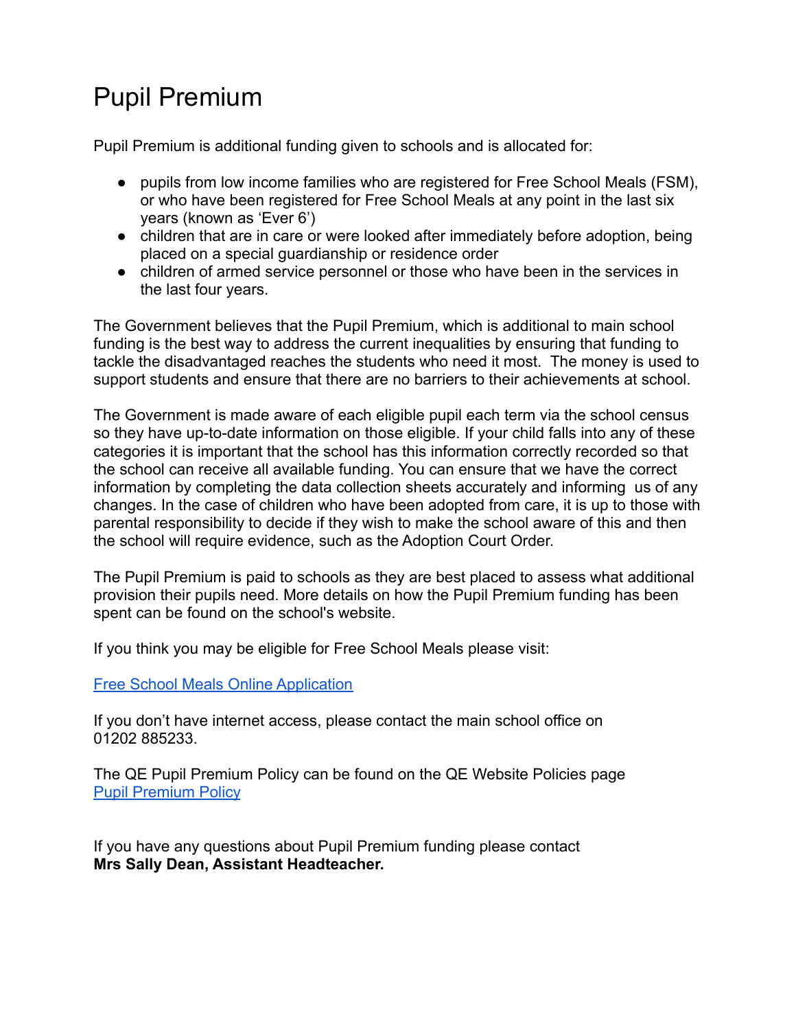# Pupil Premium

Pupil Premium is additional funding given to schools and is allocated for:

- pupils from low income families who are registered for Free School Meals (FSM), or who have been registered for Free School Meals at any point in the last six years (known as 'Ever 6')
- children that are in care or were looked after immediately before adoption, being placed on a special guardianship or residence order
- children of armed service personnel or those who have been in the services in the last four years.

The Government believes that the Pupil Premium, which is additional to main school funding is the best way to address the current inequalities by ensuring that funding to tackle the disadvantaged reaches the students who need it most. The money is used to support students and ensure that there are no barriers to their achievements at school.

The Government is made aware of each eligible pupil each term via the school census so they have up-to-date information on those eligible. If your child falls into any of these categories it is important that the school has this information correctly recorded so that the school can receive all available funding. You can ensure that we have the correct information by completing the data collection sheets accurately and informing us of any changes. In the case of children who have been adopted from care, it is up to those with parental responsibility to decide if they wish to make the school aware of this and then the school will require evidence, such as the Adoption Court Order.

The Pupil Premium is paid to schools as they are best placed to assess what additional provision their pupils need. More details on how the Pupil Premium funding has been spent can be found on the school's website.

If you think you may be eligible for Free School Meals please visit:

Free School Meals Online Application

If you don't have internet access, please contact the main school office on 01202 885233.

The QE Pupil Premium Policy can be found on the QE Website Policies page
Pupil Premium Policy

If you have any questions about Pupil Premium funding please contact
**Mrs Sally Dean, Assistant Headteacher.**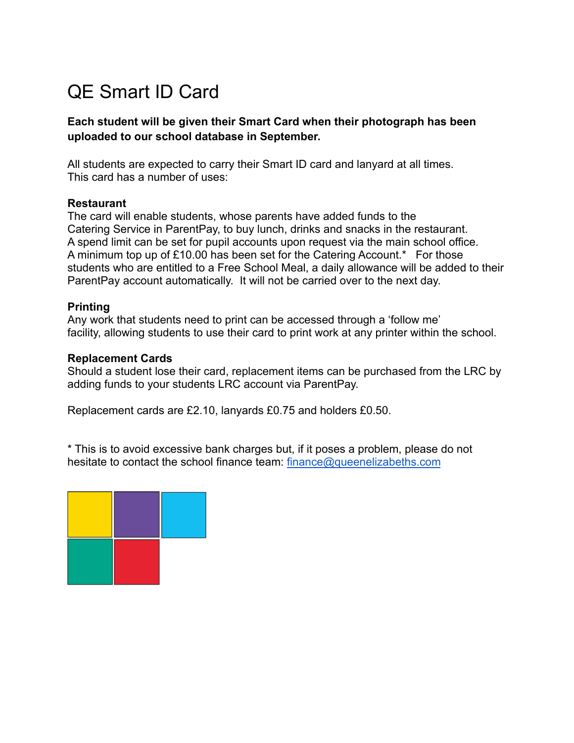# QE Smart ID Card

**Each student will be given their Smart Card when their photograph has been uploaded to our school database in September.**

All students are expected to carry their Smart ID card and lanyard at all times.
This card has a number of uses:

**Restaurant**
The card will enable students, whose parents have added funds to the Catering Service in ParentPay, to buy lunch, drinks and snacks in the restaurant. A spend limit can be set for pupil accounts upon request via the main school office. A minimum top up of £10.00 has been set for the Catering Account.* For those students who are entitled to a Free School Meal, a daily allowance will be added to their ParentPay account automatically. It will not be carried over to the next day.

**Printing**
Any work that students need to print can be accessed through a 'follow me' facility, allowing students to use their card to print work at any printer within the school.

**Replacement Cards**
Should a student lose their card, replacement items can be purchased from the LRC by adding funds to your students LRC account via ParentPay.

Replacement cards are £2.10, lanyards £0.75 and holders £0.50.

* This is to avoid excessive bank charges but, if it poses a problem, please do not hesitate to contact the school finance team: finance@queenelizabeths.com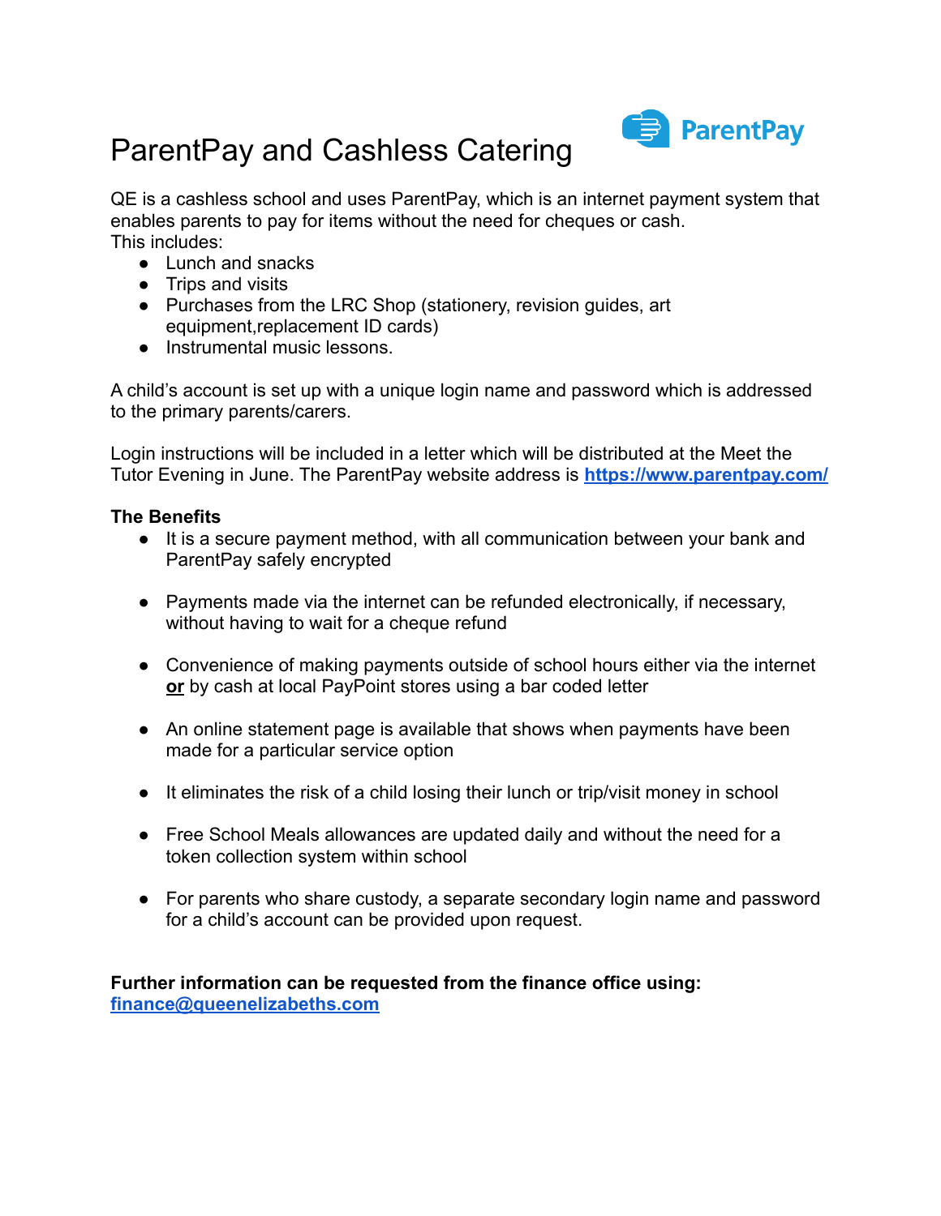# ParentPay and Cashless Catering

ParentPay

QE is a cashless school and uses ParentPay, which is an internet payment system that enables parents to pay for items without the need for cheques or cash.
This includes:

- Lunch and snacks
- Trips and visits
- Purchases from the LRC Shop (stationery, revision guides, art equipment,replacement ID cards)
- Instrumental music lessons.

A child's account is set up with a unique login name and password which is addressed to the primary parents/carers.

Login instructions will be included in a letter which will be distributed at the Meet the Tutor Evening in June. The ParentPay website address is **https://www.parentpay.com/**

**The Benefits**

- It is a secure payment method, with all communication between your bank and ParentPay safely encrypted
- Payments made via the internet can be refunded electronically, if necessary, without having to wait for a cheque refund
- Convenience of making payments outside of school hours either via the internet **or** by cash at local PayPoint stores using a bar coded letter
- An online statement page is available that shows when payments have been made for a particular service option
- It eliminates the risk of a child losing their lunch or trip/visit money in school
- Free School Meals allowances are updated daily and without the need for a token collection system within school
- For parents who share custody, a separate secondary login name and password for a child's account can be provided upon request.

**Further information can be requested from the finance office using:**
**finance@queenelizabeths.com**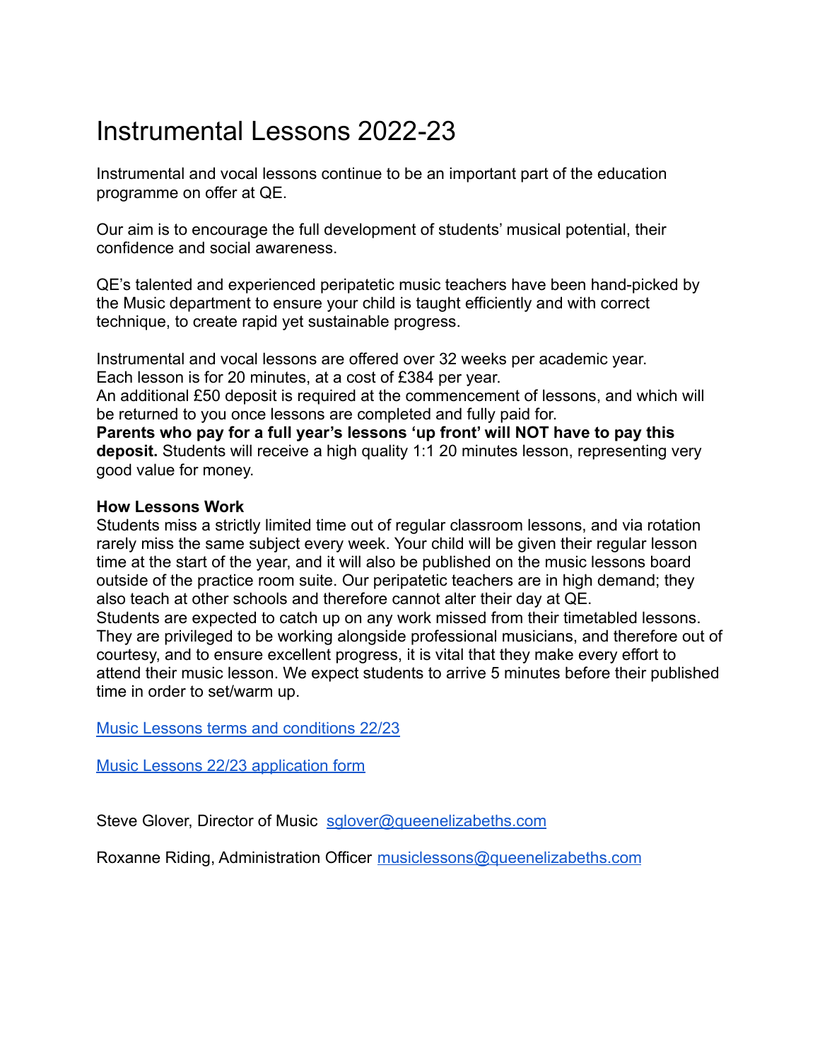# Instrumental Lessons 2022-23

Instrumental and vocal lessons continue to be an important part of the education programme on offer at QE.

Our aim is to encourage the full development of students' musical potential, their confidence and social awareness.

QE's talented and experienced peripatetic music teachers have been hand-picked by the Music department to ensure your child is taught efficiently and with correct technique, to create rapid yet sustainable progress.

Instrumental and vocal lessons are offered over 32 weeks per academic year.
Each lesson is for 20 minutes, at a cost of £384 per year.
An additional £50 deposit is required at the commencement of lessons, and which will be returned to you once lessons are completed and fully paid for.
**Parents who pay for a full year's lessons 'up front' will NOT have to pay this deposit.** Students will receive a high quality 1:1 20 minutes lesson, representing very good value for money.

**How Lessons Work**
Students miss a strictly limited time out of regular classroom lessons, and via rotation rarely miss the same subject every week. Your child will be given their regular lesson time at the start of the year, and it will also be published on the music lessons board outside of the practice room suite. Our peripatetic teachers are in high demand; they also teach at other schools and therefore cannot alter their day at QE.
Students are expected to catch up on any work missed from their timetabled lessons. They are privileged to be working alongside professional musicians, and therefore out of courtesy, and to ensure excellent progress, it is vital that they make every effort to attend their music lesson. We expect students to arrive 5 minutes before their published time in order to set/warm up.

[Music Lessons terms and conditions 22/23]

[Music Lessons 22/23 application form]

Steve Glover, Director of Music sglover@queenelizabeths.com

Roxanne Riding, Administration Officer musiclessons@queenelizabeths.com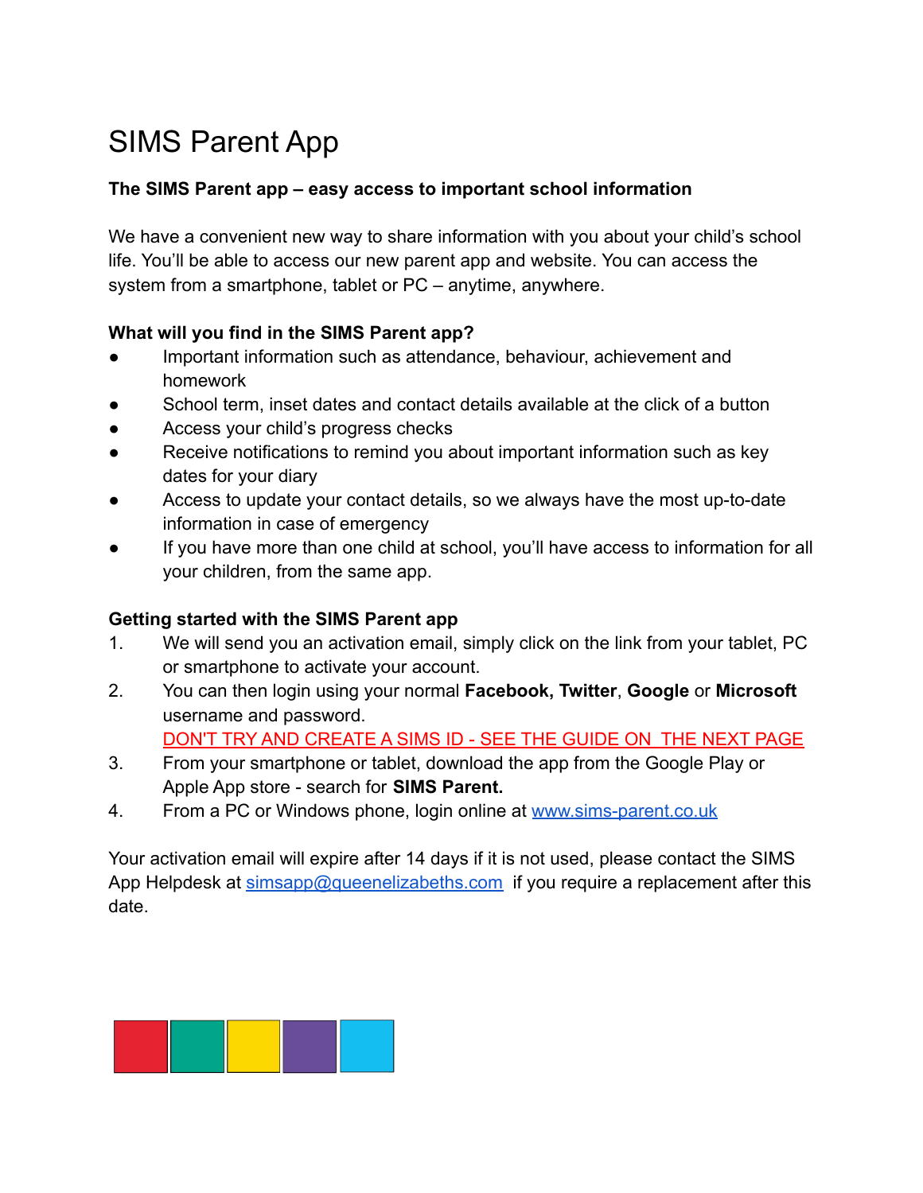# SIMS Parent App

**The SIMS Parent app – easy access to important school information**

We have a convenient new way to share information with you about your child's school life. You'll be able to access our new parent app and website. You can access the system from a smartphone, tablet or PC – anytime, anywhere.

**What will you find in the SIMS Parent app?**

- Important information such as attendance, behaviour, achievement and homework
- School term, inset dates and contact details available at the click of a button
- Access your child's progress checks
- Receive notifications to remind you about important information such as key dates for your diary
- Access to update your contact details, so we always have the most up-to-date information in case of emergency
- If you have more than one child at school, you'll have access to information for all your children, from the same app.

**Getting started with the SIMS Parent app**

1. We will send you an activation email, simply click on the link from your tablet, PC or smartphone to activate your account.
2. You can then login using your normal **Facebook, Twitter**, **Google** or **Microsoft** username and password.
   DON'T TRY AND CREATE A SIMS ID - SEE THE GUIDE ON THE NEXT PAGE
3. From your smartphone or tablet, download the app from the Google Play or Apple App store - search for **SIMS Parent.**
4. From a PC or Windows phone, login online at [www.sims-parent.co.uk](http://www.sims-parent.co.uk)

Your activation email will expire after 14 days if it is not used, please contact the SIMS App Helpdesk at [simsapp@queenelizabeths.com](mailto:simsapp@queenelizabeths.com) if you require a replacement after this date.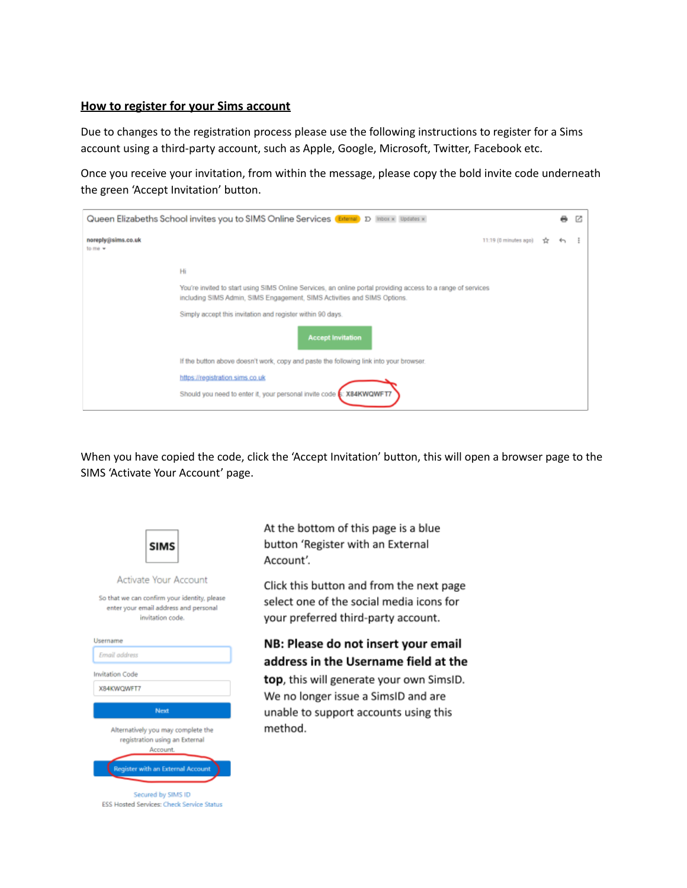## How to register for your Sims account

Due to changes to the registration process please use the following instructions to register for a Sims account using a third-party account, such as Apple, Google, Microsoft, Twitter, Facebook etc.

Once you receive your invitation, from within the message, please copy the bold invite code underneath the green 'Accept Invitation' button.

When you have copied the code, click the 'Accept Invitation' button, this will open a browser page to the SIMS 'Activate Your Account' page.

At the bottom of this page is a blue button 'Register with an External Account'.

Click this button and from the next page select one of the social media icons for your preferred third-party account.

**NB: Please do not insert your email address in the Username field at the top**, this will generate your own SimsID. We no longer issue a SimsID and are unable to support accounts using this method.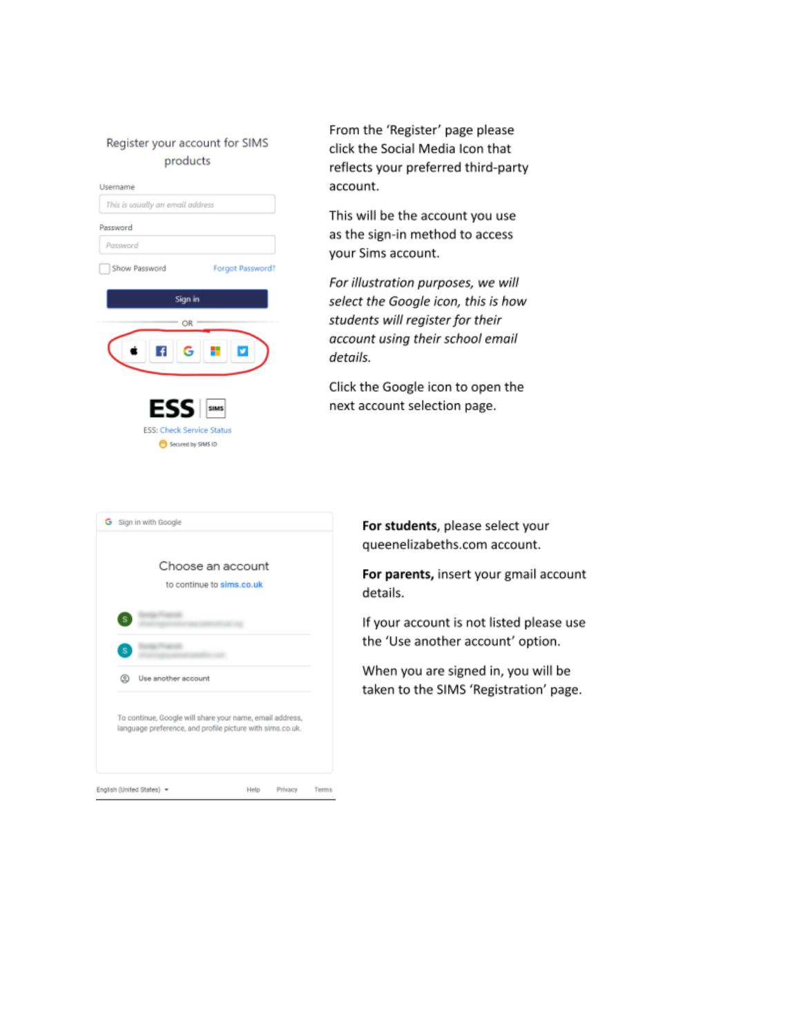Register your account for SIMS products

Username

This is usually an email address

Password

Password

Show Password Forgot Password?

Sign in

OR

ESS SIMS

ESS: Check Service Status

Secured by SIMS ID

From the 'Register' page please click the Social Media Icon that reflects your preferred third-party account.

This will be the account you use as the sign-in method to access your Sims account.

*For illustration purposes, we will select the Google icon, this is how students will register for their account using their school email details.*

Click the Google icon to open the next account selection page.

Sign in with Google

Choose an account

to continue to sims.co.uk

Use another account

To continue, Google will share your name, email address, language preference, and profile picture with sims.co.uk.

English (United States) Help Privacy Terms

**For students**, please select your queenelizabeths.com account.

**For parents,** insert your gmail account details.

If your account is not listed please use the 'Use another account' option.

When you are signed in, you will be taken to the SIMS 'Registration' page.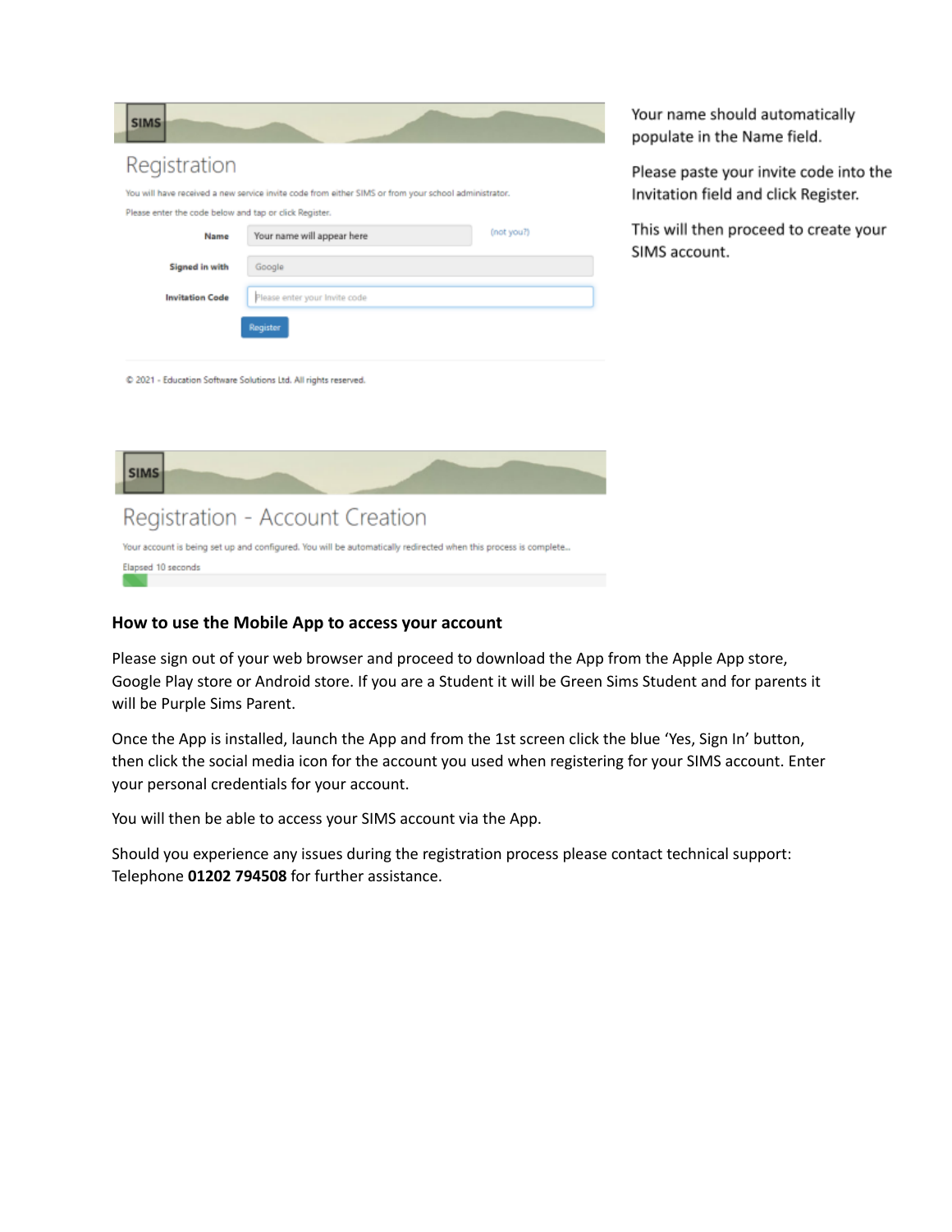Your name should automatically populate in the Name field.

Please paste your invite code into the Invitation field and click Register.

This will then proceed to create your SIMS account.

### How to use the Mobile App to access your account

Please sign out of your web browser and proceed to download the App from the Apple App store, Google Play store or Android store. If you are a Student it will be Green Sims Student and for parents it will be Purple Sims Parent.

Once the App is installed, launch the App and from the 1st screen click the blue 'Yes, Sign In' button, then click the social media icon for the account you used when registering for your SIMS account. Enter your personal credentials for your account.

You will then be able to access your SIMS account via the App.

Should you experience any issues during the registration process please contact technical support: Telephone **01202 794508** for further assistance.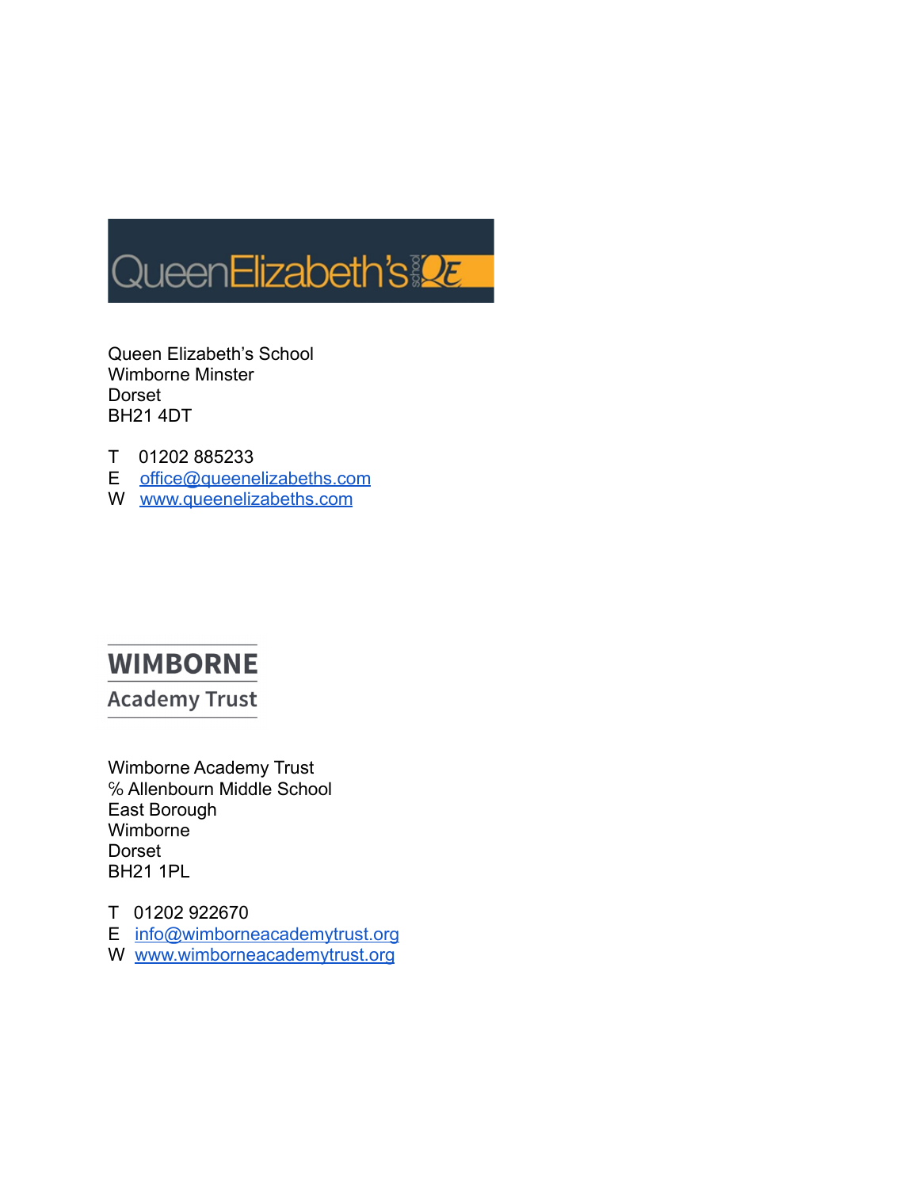Queen Elizabeth's School
Wimborne Minster
Dorset
BH21 4DT

T 01202 885233
E office@queenelizabeths.com
W www.queenelizabeths.com

Wimborne Academy Trust
% Allenbourn Middle School
East Borough
Wimborne
Dorset
BH21 1PL

T 01202 922670
E info@wimborneacademytrust.org
W www.wimborneacademytrust.org